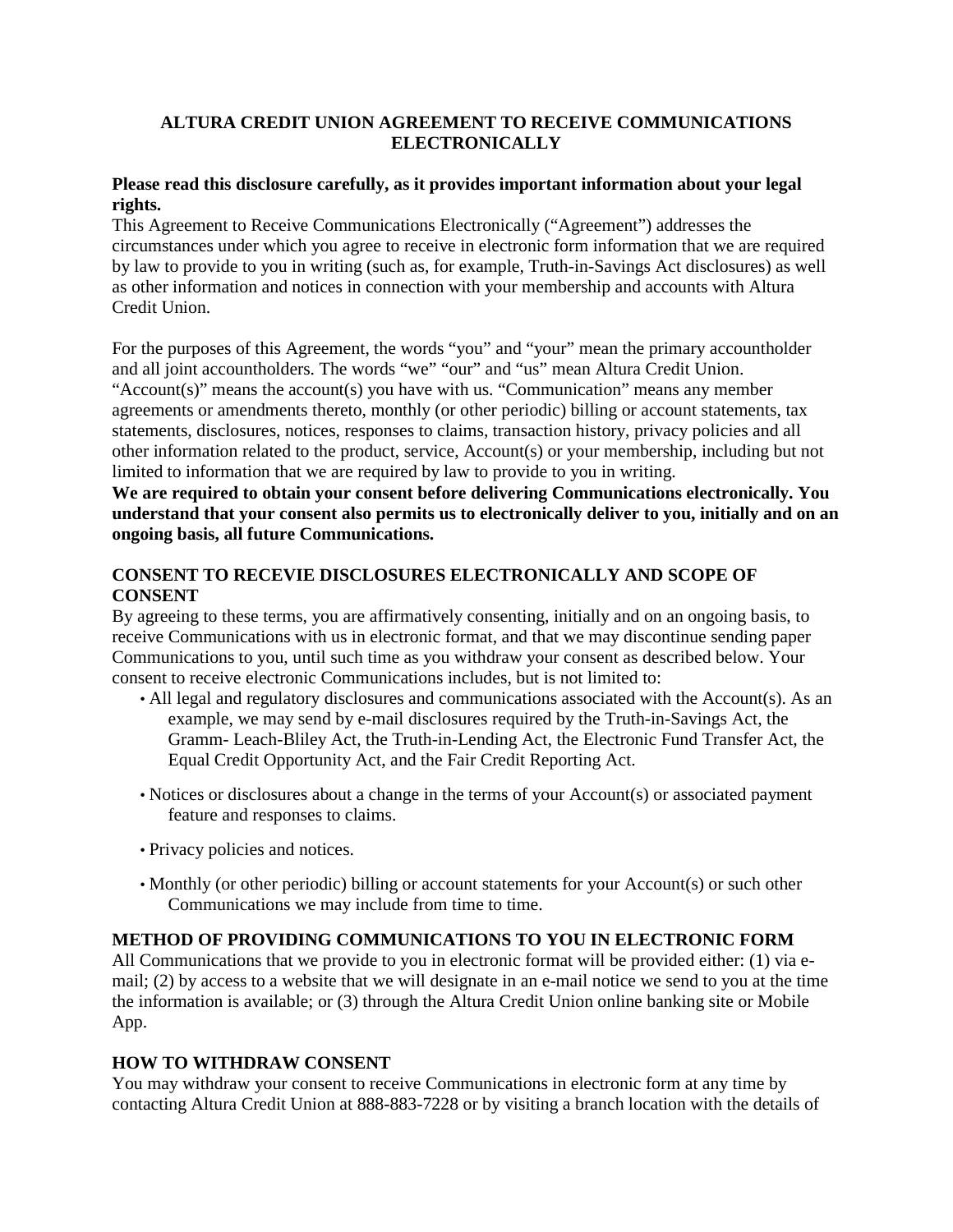# ALTURA CREDIT UNION AGREEMENT TO RECEIVE COMMUNICATIONS ELECTRONICALLY

**Please read this disclosure carefully, as it provides important information about your legal rights.**

This Agreement to Receive Communications Electronically ("Agreement") addresses the circumstances under which you agree to receive in electronic form information that we are required by law to provide to you in writing (such as, for example, Truth-in-Savings Act disclosures) as well as other information and notices in connection with your membership and accounts with Altura Credit Union.

For the purposes of this Agreement, the words "you" and "your" mean the primary accountholder and all joint accountholders. The words "we" "our" and "us" mean Altura Credit Union. "Account(s)" means the account(s) you have with us. "Communication" means any member agreements or amendments thereto, monthly (or other periodic) billing or account statements, tax statements, disclosures, notices, responses to claims, transaction history, privacy policies and all other information related to the product, service, Account(s) or your membership, including but not limited to information that we are required by law to provide to you in writing.

**We are required to obtain your consent before delivering Communications electronically. You understand that your consent also permits us to electronically deliver to you, initially and on an ongoing basis, all future Communications.**

## CONSENT TO RECEVIE DISCLOSURES ELECTRONICALLY AND SCOPE OF CONSENT

By agreeing to these terms, you are affirmatively consenting, initially and on an ongoing basis, to receive Communications with us in electronic format, and that we may discontinue sending paper Communications to you, until such time as you withdraw your consent as described below. Your consent to receive electronic Communications includes, but is not limited to:

- All legal and regulatory disclosures and communications associated with the Account(s). As an example, we may send by e-mail disclosures required by the Truth-in-Savings Act, the Gramm- Leach-Bliley Act, the Truth-in-Lending Act, the Electronic Fund Transfer Act, the Equal Credit Opportunity Act, and the Fair Credit Reporting Act.
- Notices or disclosures about a change in the terms of your Account(s) or associated payment feature and responses to claims.
- Privacy policies and notices.
- Monthly (or other periodic) billing or account statements for your Account(s) or such other Communications we may include from time to time.

## METHOD OF PROVIDING COMMUNICATIONS TO YOU IN ELECTRONIC FORM

All Communications that we provide to you in electronic format will be provided either: (1) via e-mail; (2) by access to a website that we will designate in an e-mail notice we send to you at the time the information is available; or (3) through the Altura Credit Union online banking site or Mobile App.

## HOW TO WITHDRAW CONSENT

You may withdraw your consent to receive Communications in electronic form at any time by contacting Altura Credit Union at 888-883-7228 or by visiting a branch location with the details of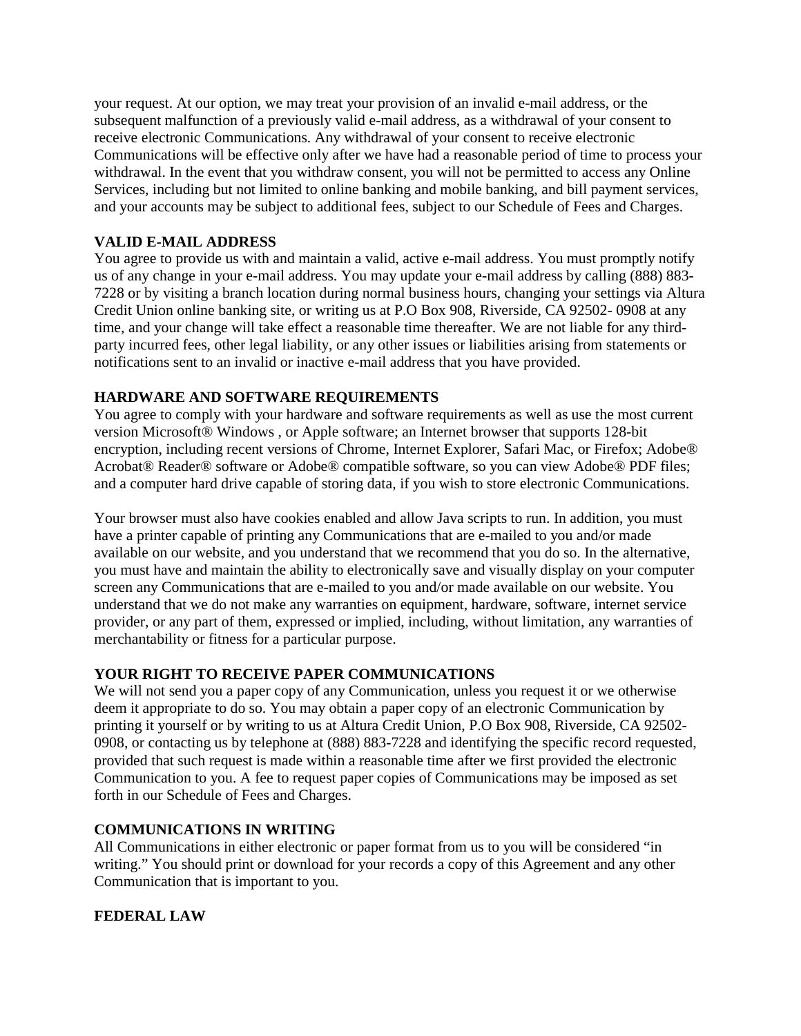your request. At our option, we may treat your provision of an invalid e-mail address, or the subsequent malfunction of a previously valid e-mail address, as a withdrawal of your consent to receive electronic Communications. Any withdrawal of your consent to receive electronic Communications will be effective only after we have had a reasonable period of time to process your withdrawal. In the event that you withdraw consent, you will not be permitted to access any Online Services, including but not limited to online banking and mobile banking, and bill payment services, and your accounts may be subject to additional fees, subject to our Schedule of Fees and Charges.

**VALID E-MAIL ADDRESS**

You agree to provide us with and maintain a valid, active e-mail address. You must promptly notify us of any change in your e-mail address. You may update your e-mail address by calling (888) 883-7228 or by visiting a branch location during normal business hours, changing your settings via Altura Credit Union online banking site, or writing us at P.O Box 908, Riverside, CA 92502- 0908 at any time, and your change will take effect a reasonable time thereafter. We are not liable for any third-party incurred fees, other legal liability, or any other issues or liabilities arising from statements or notifications sent to an invalid or inactive e-mail address that you have provided.

**HARDWARE AND SOFTWARE REQUIREMENTS**

You agree to comply with your hardware and software requirements as well as use the most current version Microsoft® Windows , or Apple software; an Internet browser that supports 128-bit encryption, including recent versions of Chrome, Internet Explorer, Safari Mac, or Firefox; Adobe® Acrobat® Reader® software or Adobe® compatible software, so you can view Adobe® PDF files; and a computer hard drive capable of storing data, if you wish to store electronic Communications.

Your browser must also have cookies enabled and allow Java scripts to run. In addition, you must have a printer capable of printing any Communications that are e-mailed to you and/or made available on our website, and you understand that we recommend that you do so. In the alternative, you must have and maintain the ability to electronically save and visually display on your computer screen any Communications that are e-mailed to you and/or made available on our website. You understand that we do not make any warranties on equipment, hardware, software, internet service provider, or any part of them, expressed or implied, including, without limitation, any warranties of merchantability or fitness for a particular purpose.

**YOUR RIGHT TO RECEIVE PAPER COMMUNICATIONS**

We will not send you a paper copy of any Communication, unless you request it or we otherwise deem it appropriate to do so. You may obtain a paper copy of an electronic Communication by printing it yourself or by writing to us at Altura Credit Union, P.O Box 908, Riverside, CA 92502-0908, or contacting us by telephone at (888) 883-7228 and identifying the specific record requested, provided that such request is made within a reasonable time after we first provided the electronic Communication to you. A fee to request paper copies of Communications may be imposed as set forth in our Schedule of Fees and Charges.

**COMMUNICATIONS IN WRITING**

All Communications in either electronic or paper format from us to you will be considered "in writing." You should print or download for your records a copy of this Agreement and any other Communication that is important to you.

**FEDERAL LAW**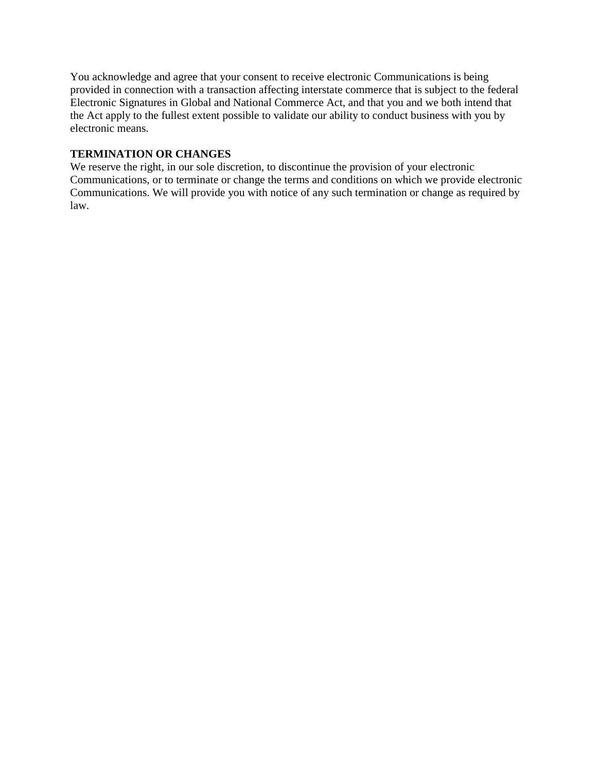You acknowledge and agree that your consent to receive electronic Communications is being provided in connection with a transaction affecting interstate commerce that is subject to the federal Electronic Signatures in Global and National Commerce Act, and that you and we both intend that the Act apply to the fullest extent possible to validate our ability to conduct business with you by electronic means.

**TERMINATION OR CHANGES**

We reserve the right, in our sole discretion, to discontinue the provision of your electronic Communications, or to terminate or change the terms and conditions on which we provide electronic Communications. We will provide you with notice of any such termination or change as required by law.